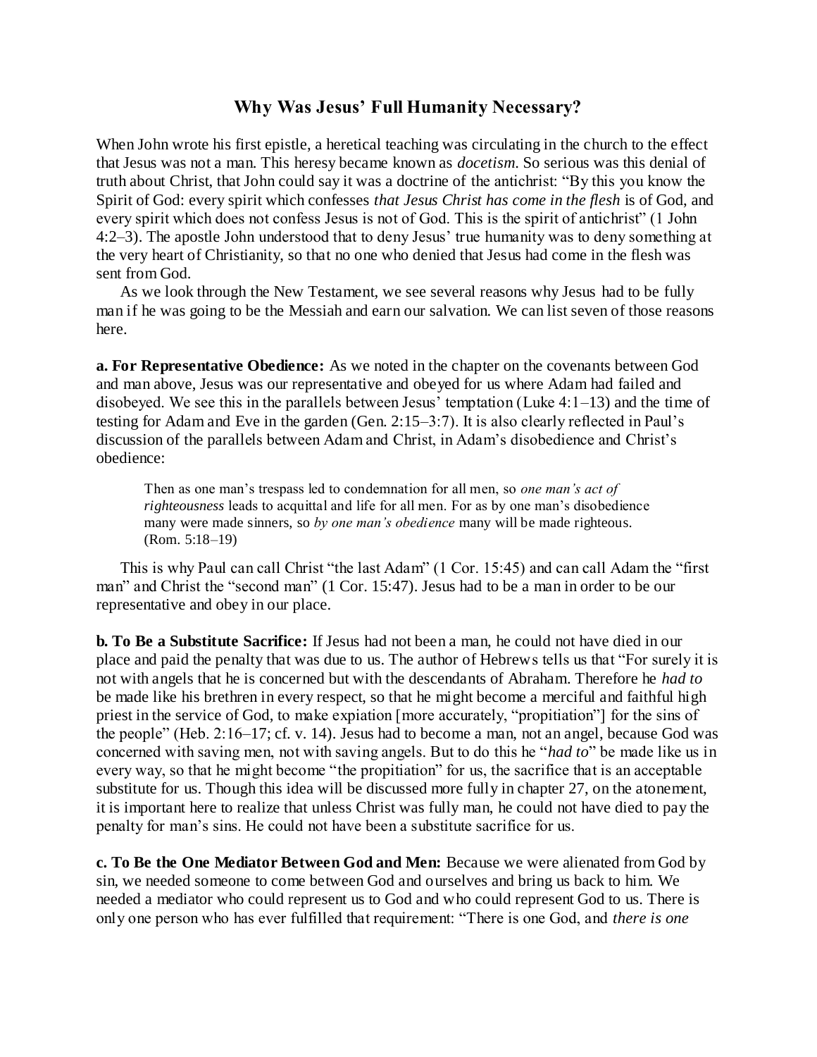## Why Was Jesus' Full Humanity Necessary?

When John wrote his first epistle, a heretical teaching was circulating in the church to the effect that Jesus was not a man. This heresy became known as *docetism*. So serious was this denial of truth about Christ, that John could say it was a doctrine of the antichrist: "By this you know the Spirit of God: every spirit which confesses *that Jesus Christ has come in the flesh* is of God, and every spirit which does not confess Jesus is not of God. This is the spirit of antichrist" (1 John 4:2–3). The apostle John understood that to deny Jesus' true humanity was to deny something at the very heart of Christianity, so that no one who denied that Jesus had come in the flesh was sent from God.

As we look through the New Testament, we see several reasons why Jesus had to be fully man if he was going to be the Messiah and earn our salvation. We can list seven of those reasons here.

**a. For Representative Obedience:** As we noted in the chapter on the covenants between God and man above, Jesus was our representative and obeyed for us where Adam had failed and disobeyed. We see this in the parallels between Jesus' temptation (Luke 4:1–13) and the time of testing for Adam and Eve in the garden (Gen. 2:15–3:7). It is also clearly reflected in Paul's discussion of the parallels between Adam and Christ, in Adam's disobedience and Christ's obedience:

> Then as one man's trespass led to condemnation for all men, so *one man's act of righteousness* leads to acquittal and life for all men. For as by one man's disobedience many were made sinners, so *by one man's obedience* many will be made righteous. (Rom. 5:18–19)

This is why Paul can call Christ "the last Adam" (1 Cor. 15:45) and can call Adam the "first man" and Christ the "second man" (1 Cor. 15:47). Jesus had to be a man in order to be our representative and obey in our place.

**b. To Be a Substitute Sacrifice:** If Jesus had not been a man, he could not have died in our place and paid the penalty that was due to us. The author of Hebrews tells us that "For surely it is not with angels that he is concerned but with the descendants of Abraham. Therefore he *had to* be made like his brethren in every respect, so that he might become a merciful and faithful high priest in the service of God, to make expiation [more accurately, "propitiation"] for the sins of the people" (Heb. 2:16–17; cf. v. 14). Jesus had to become a man, not an angel, because God was concerned with saving men, not with saving angels. But to do this he "*had to*" be made like us in every way, so that he might become "the propitiation" for us, the sacrifice that is an acceptable substitute for us. Though this idea will be discussed more fully in chapter 27, on the atonement, it is important here to realize that unless Christ was fully man, he could not have died to pay the penalty for man's sins. He could not have been a substitute sacrifice for us.

**c. To Be the One Mediator Between God and Men:** Because we were alienated from God by sin, we needed someone to come between God and ourselves and bring us back to him. We needed a mediator who could represent us to God and who could represent God to us. There is only one person who has ever fulfilled that requirement: "There is one God, and *there is one*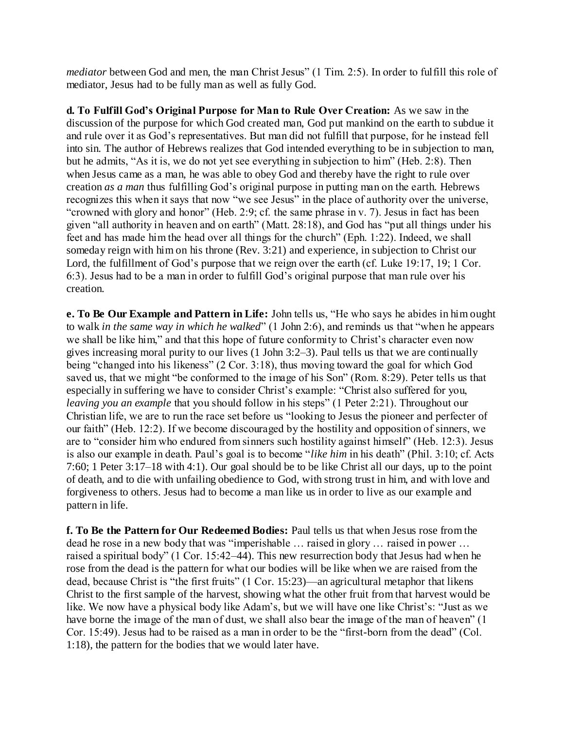*mediator* between God and men, the man Christ Jesus" (1 Tim. 2:5). In order to fulfill this role of mediator, Jesus had to be fully man as well as fully God.

**d. To Fulfill God's Original Purpose for Man to Rule Over Creation:** As we saw in the discussion of the purpose for which God created man, God put mankind on the earth to subdue it and rule over it as God's representatives. But man did not fulfill that purpose, for he instead fell into sin. The author of Hebrews realizes that God intended everything to be in subjection to man, but he admits, "As it is, we do not yet see everything in subjection to him" (Heb. 2:8). Then when Jesus came as a man, he was able to obey God and thereby have the right to rule over creation *as a man* thus fulfilling God's original purpose in putting man on the earth. Hebrews recognizes this when it says that now "we see Jesus" in the place of authority over the universe, "crowned with glory and honor" (Heb. 2:9; cf. the same phrase in v. 7). Jesus in fact has been given "all authority in heaven and on earth" (Matt. 28:18), and God has "put all things under his feet and has made him the head over all things for the church" (Eph. 1:22). Indeed, we shall someday reign with him on his throne (Rev. 3:21) and experience, in subjection to Christ our Lord, the fulfillment of God's purpose that we reign over the earth (cf. Luke 19:17, 19; 1 Cor. 6:3). Jesus had to be a man in order to fulfill God's original purpose that man rule over his creation.

**e. To Be Our Example and Pattern in Life:** John tells us, "He who says he abides in him ought to walk *in the same way in which he walked*" (1 John 2:6), and reminds us that "when he appears we shall be like him," and that this hope of future conformity to Christ's character even now gives increasing moral purity to our lives (1 John 3:2–3). Paul tells us that we are continually being "changed into his likeness" (2 Cor. 3:18), thus moving toward the goal for which God saved us, that we might "be conformed to the image of his Son" (Rom. 8:29). Peter tells us that especially in suffering we have to consider Christ's example: "Christ also suffered for you, *leaving you an example* that you should follow in his steps" (1 Peter 2:21). Throughout our Christian life, we are to run the race set before us "looking to Jesus the pioneer and perfecter of our faith" (Heb. 12:2). If we become discouraged by the hostility and opposition of sinners, we are to "consider him who endured from sinners such hostility against himself" (Heb. 12:3). Jesus is also our example in death. Paul's goal is to become "*like him* in his death" (Phil. 3:10; cf. Acts 7:60; 1 Peter 3:17–18 with 4:1). Our goal should be to be like Christ all our days, up to the point of death, and to die with unfailing obedience to God, with strong trust in him, and with love and forgiveness to others. Jesus had to become a man like us in order to live as our example and pattern in life.

**f. To Be the Pattern for Our Redeemed Bodies:** Paul tells us that when Jesus rose from the dead he rose in a new body that was "imperishable … raised in glory … raised in power … raised a spiritual body" (1 Cor. 15:42–44). This new resurrection body that Jesus had when he rose from the dead is the pattern for what our bodies will be like when we are raised from the dead, because Christ is "the first fruits" (1 Cor. 15:23)—an agricultural metaphor that likens Christ to the first sample of the harvest, showing what the other fruit from that harvest would be like. We now have a physical body like Adam's, but we will have one like Christ's: "Just as we have borne the image of the man of dust, we shall also bear the image of the man of heaven" (1 Cor. 15:49). Jesus had to be raised as a man in order to be the "first-born from the dead" (Col. 1:18), the pattern for the bodies that we would later have.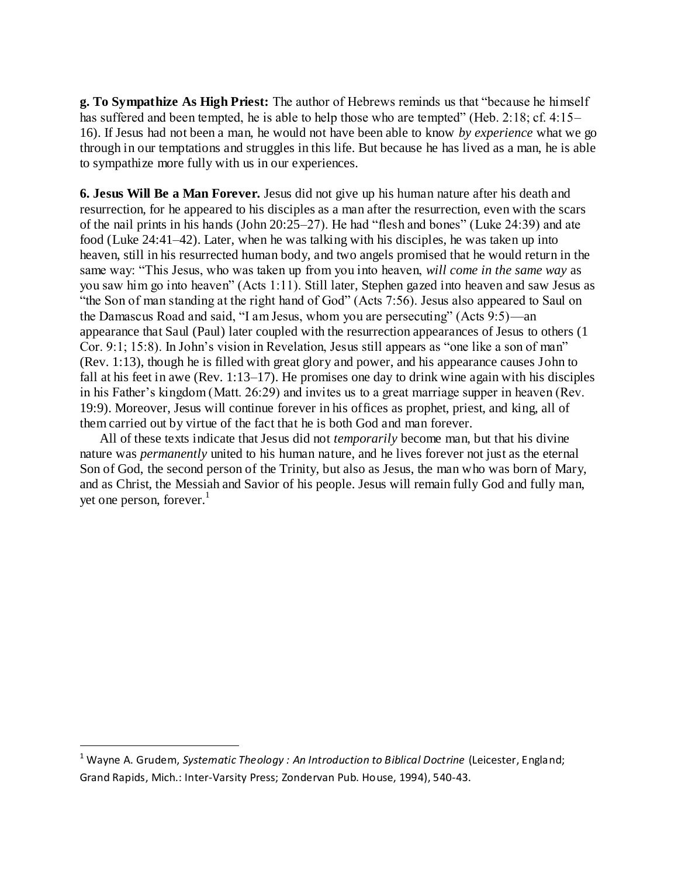**g. To Sympathize As High Priest:** The author of Hebrews reminds us that "because he himself has suffered and been tempted, he is able to help those who are tempted" (Heb. 2:18; cf. 4:15–16). If Jesus had not been a man, he would not have been able to know *by experience* what we go through in our temptations and struggles in this life. But because he has lived as a man, he is able to sympathize more fully with us in our experiences.

**6. Jesus Will Be a Man Forever.** Jesus did not give up his human nature after his death and resurrection, for he appeared to his disciples as a man after the resurrection, even with the scars of the nail prints in his hands (John 20:25–27). He had "flesh and bones" (Luke 24:39) and ate food (Luke 24:41–42). Later, when he was talking with his disciples, he was taken up into heaven, still in his resurrected human body, and two angels promised that he would return in the same way: "This Jesus, who was taken up from you into heaven, *will come in the same way* as you saw him go into heaven" (Acts 1:11). Still later, Stephen gazed into heaven and saw Jesus as "the Son of man standing at the right hand of God" (Acts 7:56). Jesus also appeared to Saul on the Damascus Road and said, "I am Jesus, whom you are persecuting" (Acts 9:5)—an appearance that Saul (Paul) later coupled with the resurrection appearances of Jesus to others (1 Cor. 9:1; 15:8). In John's vision in Revelation, Jesus still appears as "one like a son of man" (Rev. 1:13), though he is filled with great glory and power, and his appearance causes John to fall at his feet in awe (Rev. 1:13–17). He promises one day to drink wine again with his disciples in his Father's kingdom (Matt. 26:29) and invites us to a great marriage supper in heaven (Rev. 19:9). Moreover, Jesus will continue forever in his offices as prophet, priest, and king, all of them carried out by virtue of the fact that he is both God and man forever.

All of these texts indicate that Jesus did not *temporarily* become man, but that his divine nature was *permanently* united to his human nature, and he lives forever not just as the eternal Son of God, the second person of the Trinity, but also as Jesus, the man who was born of Mary, and as Christ, the Messiah and Savior of his people. Jesus will remain fully God and fully man, yet one person, forever.[1]

---

[1] Wayne A. Grudem, *Systematic Theology : An Introduction to Biblical Doctrine* (Leicester, England; Grand Rapids, Mich.: Inter-Varsity Press; Zondervan Pub. House, 1994), 540-43.